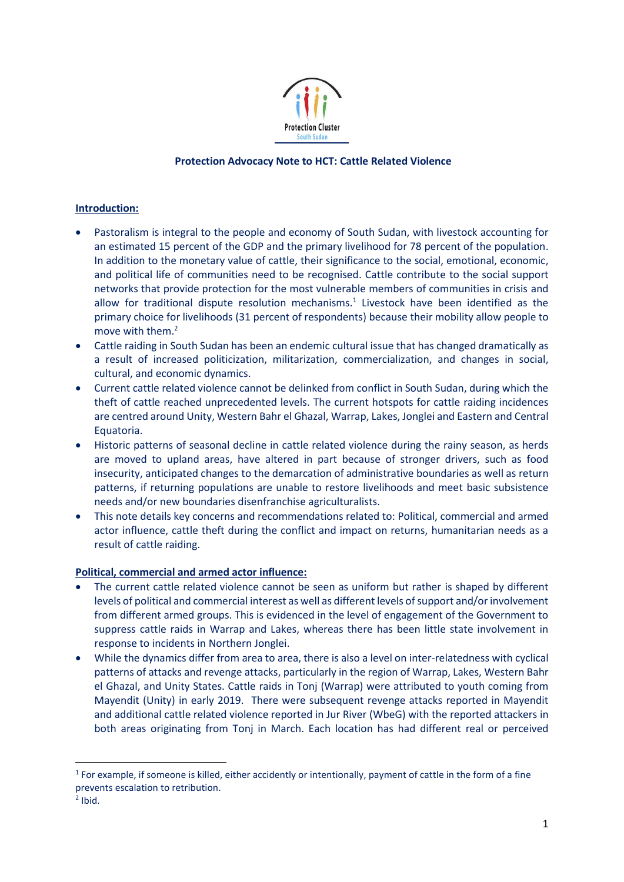Protection Cluster
South Sudan

**Protection Advocacy Note to HCT: Cattle Related Violence**

**Introduction:**

- Pastoralism is integral to the people and economy of South Sudan, with livestock accounting for an estimated 15 percent of the GDP and the primary livelihood for 78 percent of the population. In addition to the monetary value of cattle, their significance to the social, emotional, economic, and political life of communities need to be recognised. Cattle contribute to the social support networks that provide protection for the most vulnerable members of communities in crisis and allow for traditional dispute resolution mechanisms.[1] Livestock have been identified as the primary choice for livelihoods (31 percent of respondents) because their mobility allow people to move with them.[2]
- Cattle raiding in South Sudan has been an endemic cultural issue that has changed dramatically as a result of increased politicization, militarization, commercialization, and changes in social, cultural, and economic dynamics.
- Current cattle related violence cannot be delinked from conflict in South Sudan, during which the theft of cattle reached unprecedented levels. The current hotspots for cattle raiding incidences are centred around Unity, Western Bahr el Ghazal, Warrap, Lakes, Jonglei and Eastern and Central Equatoria.
- Historic patterns of seasonal decline in cattle related violence during the rainy season, as herds are moved to upland areas, have altered in part because of stronger drivers, such as food insecurity, anticipated changes to the demarcation of administrative boundaries as well as return patterns, if returning populations are unable to restore livelihoods and meet basic subsistence needs and/or new boundaries disenfranchise agriculturalists.
- This note details key concerns and recommendations related to: Political, commercial and armed actor influence, cattle theft during the conflict and impact on returns, humanitarian needs as a result of cattle raiding.

**Political, commercial and armed actor influence:**

- The current cattle related violence cannot be seen as uniform but rather is shaped by different levels of political and commercial interest as well as different levels of support and/or involvement from different armed groups. This is evidenced in the level of engagement of the Government to suppress cattle raids in Warrap and Lakes, whereas there has been little state involvement in response to incidents in Northern Jonglei.
- While the dynamics differ from area to area, there is also a level on inter-relatedness with cyclical patterns of attacks and revenge attacks, particularly in the region of Warrap, Lakes, Western Bahr el Ghazal, and Unity States. Cattle raids in Tonj (Warrap) were attributed to youth coming from Mayendit (Unity) in early 2019. There were subsequent revenge attacks reported in Mayendit and additional cattle related violence reported in Jur River (WbeG) with the reported attackers in both areas originating from Tonj in March. Each location has had different real or perceived

[1] For example, if someone is killed, either accidently or intentionally, payment of cattle in the form of a fine prevents escalation to retribution.

[2] Ibid.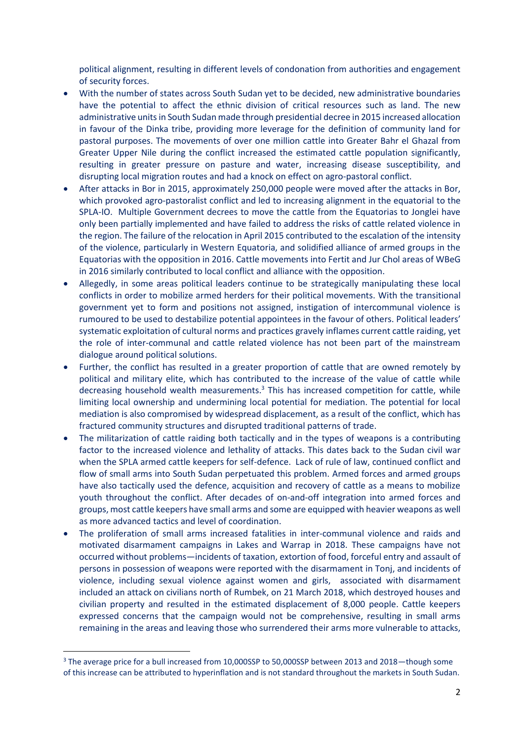political alignment, resulting in different levels of condonation from authorities and engagement of security forces.

- With the number of states across South Sudan yet to be decided, new administrative boundaries have the potential to affect the ethnic division of critical resources such as land. The new administrative units in South Sudan made through presidential decree in 2015 increased allocation in favour of the Dinka tribe, providing more leverage for the definition of community land for pastoral purposes. The movements of over one million cattle into Greater Bahr el Ghazal from Greater Upper Nile during the conflict increased the estimated cattle population significantly, resulting in greater pressure on pasture and water, increasing disease susceptibility, and disrupting local migration routes and had a knock on effect on agro-pastoral conflict.
- After attacks in Bor in 2015, approximately 250,000 people were moved after the attacks in Bor, which provoked agro-pastoralist conflict and led to increasing alignment in the equatorial to the SPLA-IO. Multiple Government decrees to move the cattle from the Equatorias to Jonglei have only been partially implemented and have failed to address the risks of cattle related violence in the region. The failure of the relocation in April 2015 contributed to the escalation of the intensity of the violence, particularly in Western Equatoria, and solidified alliance of armed groups in the Equatorias with the opposition in 2016. Cattle movements into Fertit and Jur Chol areas of WBeG in 2016 similarly contributed to local conflict and alliance with the opposition.
- Allegedly, in some areas political leaders continue to be strategically manipulating these local conflicts in order to mobilize armed herders for their political movements. With the transitional government yet to form and positions not assigned, instigation of intercommunal violence is rumoured to be used to destabilize potential appointees in the favour of others. Political leaders' systematic exploitation of cultural norms and practices gravely inflames current cattle raiding, yet the role of inter-communal and cattle related violence has not been part of the mainstream dialogue around political solutions.
- Further, the conflict has resulted in a greater proportion of cattle that are owned remotely by political and military elite, which has contributed to the increase of the value of cattle while decreasing household wealth measurements.[3] This has increased competition for cattle, while limiting local ownership and undermining local potential for mediation. The potential for local mediation is also compromised by widespread displacement, as a result of the conflict, which has fractured community structures and disrupted traditional patterns of trade.
- The militarization of cattle raiding both tactically and in the types of weapons is a contributing factor to the increased violence and lethality of attacks. This dates back to the Sudan civil war when the SPLA armed cattle keepers for self-defence. Lack of rule of law, continued conflict and flow of small arms into South Sudan perpetuated this problem. Armed forces and armed groups have also tactically used the defence, acquisition and recovery of cattle as a means to mobilize youth throughout the conflict. After decades of on-and-off integration into armed forces and groups, most cattle keepers have small arms and some are equipped with heavier weapons as well as more advanced tactics and level of coordination.
- The proliferation of small arms increased fatalities in inter-communal violence and raids and motivated disarmament campaigns in Lakes and Warrap in 2018. These campaigns have not occurred without problems—incidents of taxation, extortion of food, forceful entry and assault of persons in possession of weapons were reported with the disarmament in Tonj, and incidents of violence, including sexual violence against women and girls, associated with disarmament included an attack on civilians north of Rumbek, on 21 March 2018, which destroyed houses and civilian property and resulted in the estimated displacement of 8,000 people. Cattle keepers expressed concerns that the campaign would not be comprehensive, resulting in small arms remaining in the areas and leaving those who surrendered their arms more vulnerable to attacks,

[3] The average price for a bull increased from 10,000SSP to 50,000SSP between 2013 and 2018—though some of this increase can be attributed to hyperinflation and is not standard throughout the markets in South Sudan.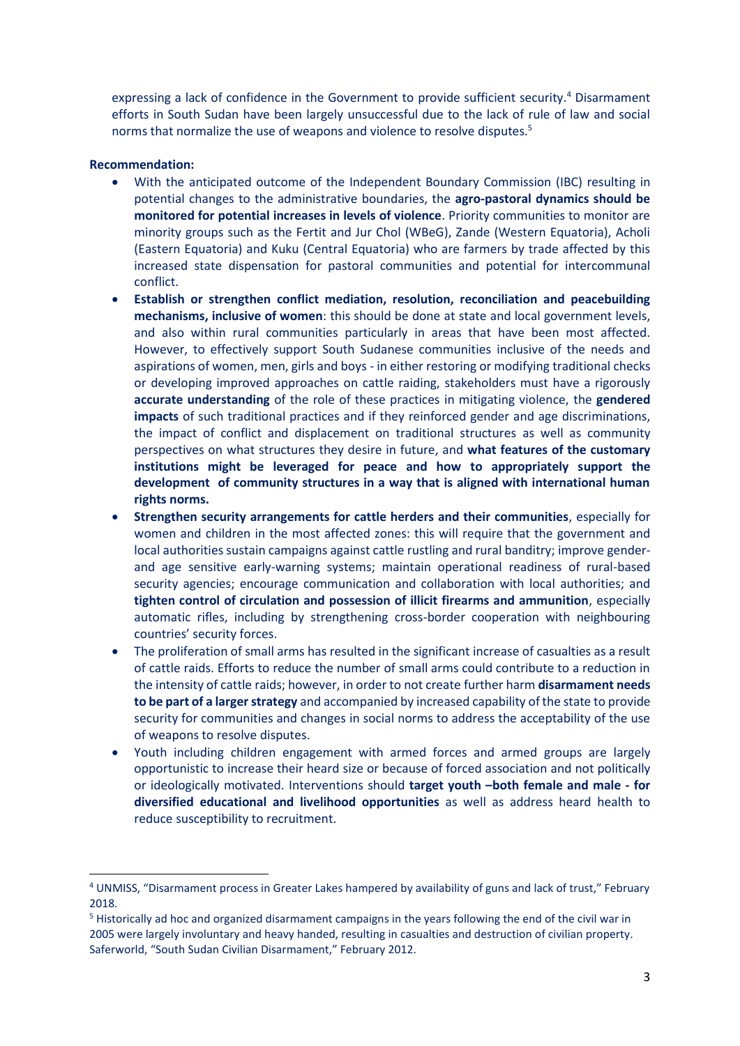expressing a lack of confidence in the Government to provide sufficient security.[4] Disarmament efforts in South Sudan have been largely unsuccessful due to the lack of rule of law and social norms that normalize the use of weapons and violence to resolve disputes.[5]

**Recommendation:**

- With the anticipated outcome of the Independent Boundary Commission (IBC) resulting in potential changes to the administrative boundaries, the **agro-pastoral dynamics should be monitored for potential increases in levels of violence**. Priority communities to monitor are minority groups such as the Fertit and Jur Chol (WBeG), Zande (Western Equatoria), Acholi (Eastern Equatoria) and Kuku (Central Equatoria) who are farmers by trade affected by this increased state dispensation for pastoral communities and potential for intercommunal conflict.
- **Establish or strengthen conflict mediation, resolution, reconciliation and peacebuilding mechanisms, inclusive of women**: this should be done at state and local government levels, and also within rural communities particularly in areas that have been most affected. However, to effectively support South Sudanese communities inclusive of the needs and aspirations of women, men, girls and boys - in either restoring or modifying traditional checks or developing improved approaches on cattle raiding, stakeholders must have a rigorously **accurate understanding** of the role of these practices in mitigating violence, the **gendered impacts** of such traditional practices and if they reinforced gender and age discriminations, the impact of conflict and displacement on traditional structures as well as community perspectives on what structures they desire in future, and **what features of the customary institutions might be leveraged for peace and how to appropriately support the development of community structures in a way that is aligned with international human rights norms.**
- **Strengthen security arrangements for cattle herders and their communities**, especially for women and children in the most affected zones: this will require that the government and local authorities sustain campaigns against cattle rustling and rural banditry; improve gender- and age sensitive early-warning systems; maintain operational readiness of rural-based security agencies; encourage communication and collaboration with local authorities; and **tighten control of circulation and possession of illicit firearms and ammunition**, especially automatic rifles, including by strengthening cross-border cooperation with neighbouring countries' security forces.
- The proliferation of small arms has resulted in the significant increase of casualties as a result of cattle raids. Efforts to reduce the number of small arms could contribute to a reduction in the intensity of cattle raids; however, in order to not create further harm **disarmament needs to be part of a larger strategy** and accompanied by increased capability of the state to provide security for communities and changes in social norms to address the acceptability of the use of weapons to resolve disputes.
- Youth including children engagement with armed forces and armed groups are largely opportunistic to increase their heard size or because of forced association and not politically or ideologically motivated. Interventions should **target youth –both female and male - for diversified educational and livelihood opportunities** as well as address heard health to reduce susceptibility to recruitment.

---

[4] UNMISS, "Disarmament process in Greater Lakes hampered by availability of guns and lack of trust," February 2018.

[5] Historically ad hoc and organized disarmament campaigns in the years following the end of the civil war in 2005 were largely involuntary and heavy handed, resulting in casualties and destruction of civilian property. Saferworld, "South Sudan Civilian Disarmament," February 2012.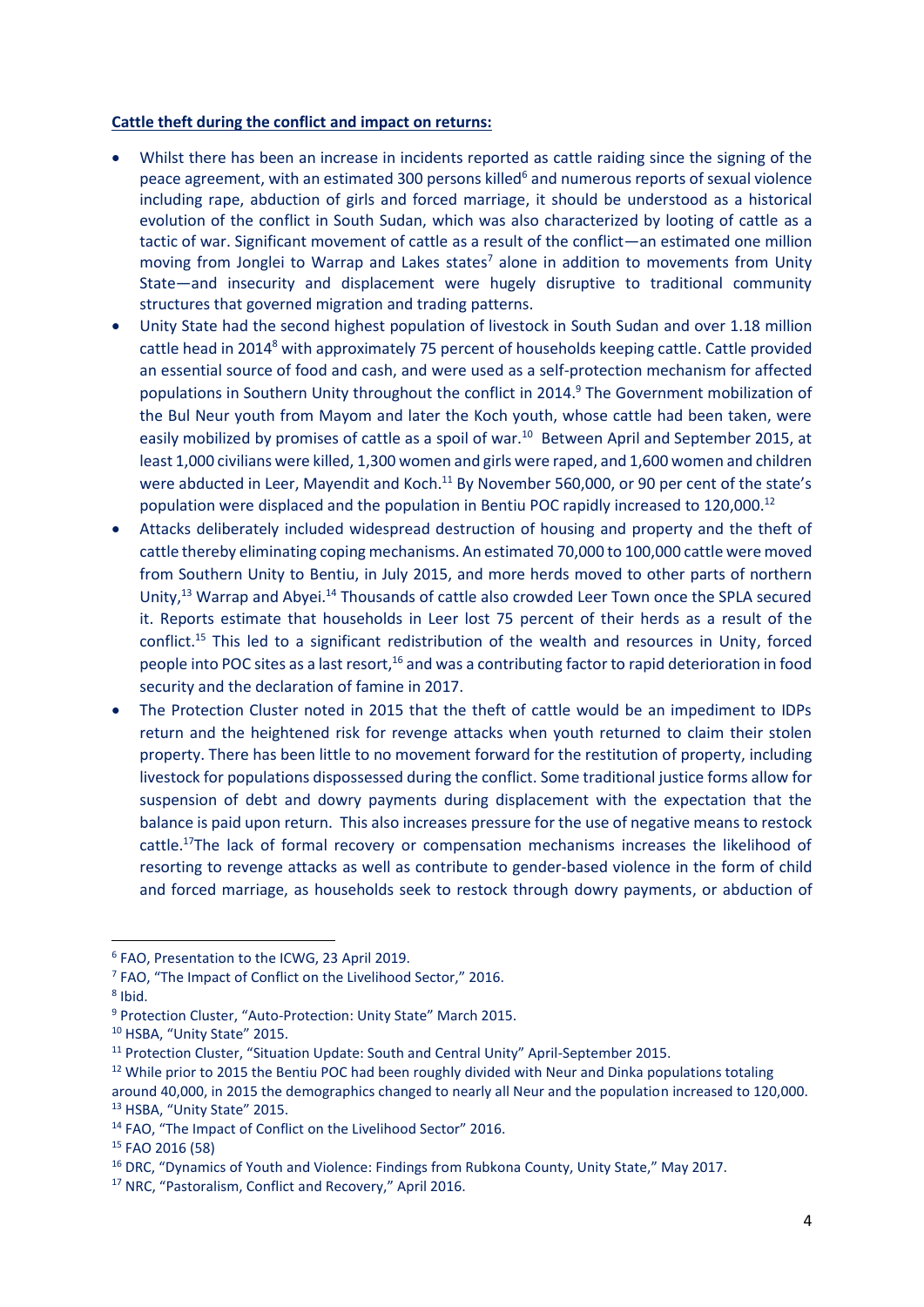**Cattle theft during the conflict and impact on returns:**

- Whilst there has been an increase in incidents reported as cattle raiding since the signing of the peace agreement, with an estimated 300 persons killed[6] and numerous reports of sexual violence including rape, abduction of girls and forced marriage, it should be understood as a historical evolution of the conflict in South Sudan, which was also characterized by looting of cattle as a tactic of war. Significant movement of cattle as a result of the conflict—an estimated one million moving from Jonglei to Warrap and Lakes states[7] alone in addition to movements from Unity State—and insecurity and displacement were hugely disruptive to traditional community structures that governed migration and trading patterns.
- Unity State had the second highest population of livestock in South Sudan and over 1.18 million cattle head in 2014[8] with approximately 75 percent of households keeping cattle. Cattle provided an essential source of food and cash, and were used as a self-protection mechanism for affected populations in Southern Unity throughout the conflict in 2014.[9] The Government mobilization of the Bul Neur youth from Mayom and later the Koch youth, whose cattle had been taken, were easily mobilized by promises of cattle as a spoil of war.[10] Between April and September 2015, at least 1,000 civilians were killed, 1,300 women and girls were raped, and 1,600 women and children were abducted in Leer, Mayendit and Koch.[11] By November 560,000, or 90 per cent of the state's population were displaced and the population in Bentiu POC rapidly increased to 120,000.[12]
- Attacks deliberately included widespread destruction of housing and property and the theft of cattle thereby eliminating coping mechanisms. An estimated 70,000 to 100,000 cattle were moved from Southern Unity to Bentiu, in July 2015, and more herds moved to other parts of northern Unity,[13] Warrap and Abyei.[14] Thousands of cattle also crowded Leer Town once the SPLA secured it. Reports estimate that households in Leer lost 75 percent of their herds as a result of the conflict.[15] This led to a significant redistribution of the wealth and resources in Unity, forced people into POC sites as a last resort,[16] and was a contributing factor to rapid deterioration in food security and the declaration of famine in 2017.
- The Protection Cluster noted in 2015 that the theft of cattle would be an impediment to IDPs return and the heightened risk for revenge attacks when youth returned to claim their stolen property. There has been little to no movement forward for the restitution of property, including livestock for populations dispossessed during the conflict. Some traditional justice forms allow for suspension of debt and dowry payments during displacement with the expectation that the balance is paid upon return. This also increases pressure for the use of negative means to restock cattle.[17]The lack of formal recovery or compensation mechanisms increases the likelihood of resorting to revenge attacks as well as contribute to gender-based violence in the form of child and forced marriage, as households seek to restock through dowry payments, or abduction of

---

[6] FAO, Presentation to the ICWG, 23 April 2019.

[7] FAO, "The Impact of Conflict on the Livelihood Sector," 2016.

[8] Ibid.

[9] Protection Cluster, "Auto-Protection: Unity State" March 2015.

[10] HSBA, "Unity State" 2015.

[11] Protection Cluster, "Situation Update: South and Central Unity" April-September 2015.

[12] While prior to 2015 the Bentiu POC had been roughly divided with Neur and Dinka populations totaling around 40,000, in 2015 the demographics changed to nearly all Neur and the population increased to 120,000.

[13] HSBA, "Unity State" 2015.

[14] FAO, "The Impact of Conflict on the Livelihood Sector" 2016.

[15] FAO 2016 (58)

[16] DRC, "Dynamics of Youth and Violence: Findings from Rubkona County, Unity State," May 2017.

[17] NRC, "Pastoralism, Conflict and Recovery," April 2016.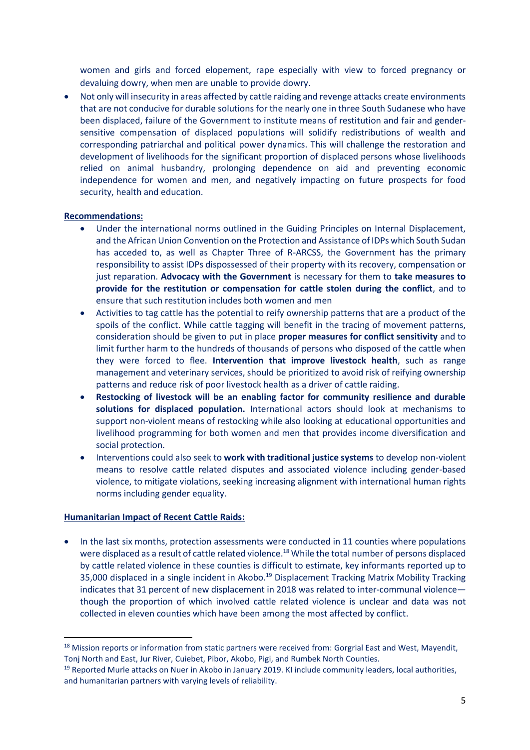women and girls and forced elopement, rape especially with view to forced pregnancy or devaluing dowry, when men are unable to provide dowry.

- Not only will insecurity in areas affected by cattle raiding and revenge attacks create environments that are not conducive for durable solutions for the nearly one in three South Sudanese who have been displaced, failure of the Government to institute means of restitution and fair and gender-sensitive compensation of displaced populations will solidify redistributions of wealth and corresponding patriarchal and political power dynamics. This will challenge the restoration and development of livelihoods for the significant proportion of displaced persons whose livelihoods relied on animal husbandry, prolonging dependence on aid and preventing economic independence for women and men, and negatively impacting on future prospects for food security, health and education.

**Recommendations:**

- Under the international norms outlined in the Guiding Principles on Internal Displacement, and the African Union Convention on the Protection and Assistance of IDPs which South Sudan has acceded to, as well as Chapter Three of R-ARCSS, the Government has the primary responsibility to assist IDPs dispossessed of their property with its recovery, compensation or just reparation. **Advocacy with the Government** is necessary for them to **take measures to provide for the restitution or compensation for cattle stolen during the conflict**, and to ensure that such restitution includes both women and men
- Activities to tag cattle has the potential to reify ownership patterns that are a product of the spoils of the conflict. While cattle tagging will benefit in the tracing of movement patterns, consideration should be given to put in place **proper measures for conflict sensitivity** and to limit further harm to the hundreds of thousands of persons who disposed of the cattle when they were forced to flee. **Intervention that improve livestock health**, such as range management and veterinary services, should be prioritized to avoid risk of reifying ownership patterns and reduce risk of poor livestock health as a driver of cattle raiding.
- **Restocking of livestock will be an enabling factor for community resilience and durable solutions for displaced population.** International actors should look at mechanisms to support non-violent means of restocking while also looking at educational opportunities and livelihood programming for both women and men that provides income diversification and social protection.
- Interventions could also seek to **work with traditional justice systems** to develop non-violent means to resolve cattle related disputes and associated violence including gender-based violence, to mitigate violations, seeking increasing alignment with international human rights norms including gender equality.

**Humanitarian Impact of Recent Cattle Raids:**

- In the last six months, protection assessments were conducted in 11 counties where populations were displaced as a result of cattle related violence.[18] While the total number of persons displaced by cattle related violence in these counties is difficult to estimate, key informants reported up to 35,000 displaced in a single incident in Akobo.[19] Displacement Tracking Matrix Mobility Tracking indicates that 31 percent of new displacement in 2018 was related to inter-communal violence—though the proportion of which involved cattle related violence is unclear and data was not collected in eleven counties which have been among the most affected by conflict.

---

[18] Mission reports or information from static partners were received from: Gorgrial East and West, Mayendit, Tonj North and East, Jur River, Cuiebet, Pibor, Akobo, Pigi, and Rumbek North Counties.

[19] Reported Murle attacks on Nuer in Akobo in January 2019. KI include community leaders, local authorities, and humanitarian partners with varying levels of reliability.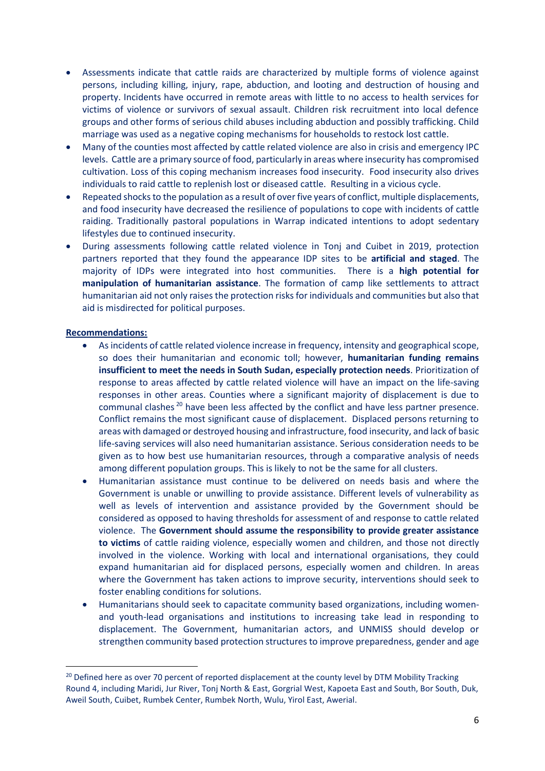- Assessments indicate that cattle raids are characterized by multiple forms of violence against persons, including killing, injury, rape, abduction, and looting and destruction of housing and property. Incidents have occurred in remote areas with little to no access to health services for victims of violence or survivors of sexual assault. Children risk recruitment into local defence groups and other forms of serious child abuses including abduction and possibly trafficking. Child marriage was used as a negative coping mechanisms for households to restock lost cattle.
- Many of the counties most affected by cattle related violence are also in crisis and emergency IPC levels. Cattle are a primary source of food, particularly in areas where insecurity has compromised cultivation. Loss of this coping mechanism increases food insecurity. Food insecurity also drives individuals to raid cattle to replenish lost or diseased cattle. Resulting in a vicious cycle.
- Repeated shocks to the population as a result of over five years of conflict, multiple displacements, and food insecurity have decreased the resilience of populations to cope with incidents of cattle raiding. Traditionally pastoral populations in Warrap indicated intentions to adopt sedentary lifestyles due to continued insecurity.
- During assessments following cattle related violence in Tonj and Cuibet in 2019, protection partners reported that they found the appearance IDP sites to be **artificial and staged**. The majority of IDPs were integrated into host communities. There is a **high potential for manipulation of humanitarian assistance**. The formation of camp like settlements to attract humanitarian aid not only raises the protection risks for individuals and communities but also that aid is misdirected for political purposes.

**Recommendations:**

- As incidents of cattle related violence increase in frequency, intensity and geographical scope, so does their humanitarian and economic toll; however, **humanitarian funding remains insufficient to meet the needs in South Sudan, especially protection needs**. Prioritization of response to areas affected by cattle related violence will have an impact on the life-saving responses in other areas. Counties where a significant majority of displacement is due to communal clashes [20] have been less affected by the conflict and have less partner presence. Conflict remains the most significant cause of displacement. Displaced persons returning to areas with damaged or destroyed housing and infrastructure, food insecurity, and lack of basic life-saving services will also need humanitarian assistance. Serious consideration needs to be given as to how best use humanitarian resources, through a comparative analysis of needs among different population groups. This is likely to not be the same for all clusters.
- Humanitarian assistance must continue to be delivered on needs basis and where the Government is unable or unwilling to provide assistance. Different levels of vulnerability as well as levels of intervention and assistance provided by the Government should be considered as opposed to having thresholds for assessment of and response to cattle related violence. The **Government should assume the responsibility to provide greater assistance to victims** of cattle raiding violence, especially women and children, and those not directly involved in the violence. Working with local and international organisations, they could expand humanitarian aid for displaced persons, especially women and children. In areas where the Government has taken actions to improve security, interventions should seek to foster enabling conditions for solutions.
- Humanitarians should seek to capacitate community based organizations, including women- and youth-lead organisations and institutions to increasing take lead in responding to displacement. The Government, humanitarian actors, and UNMISS should develop or strengthen community based protection structures to improve preparedness, gender and age

[20] Defined here as over 70 percent of reported displacement at the county level by DTM Mobility Tracking Round 4, including Maridi, Jur River, Tonj North & East, Gorgrial West, Kapoeta East and South, Bor South, Duk, Aweil South, Cuibet, Rumbek Center, Rumbek North, Wulu, Yirol East, Awerial.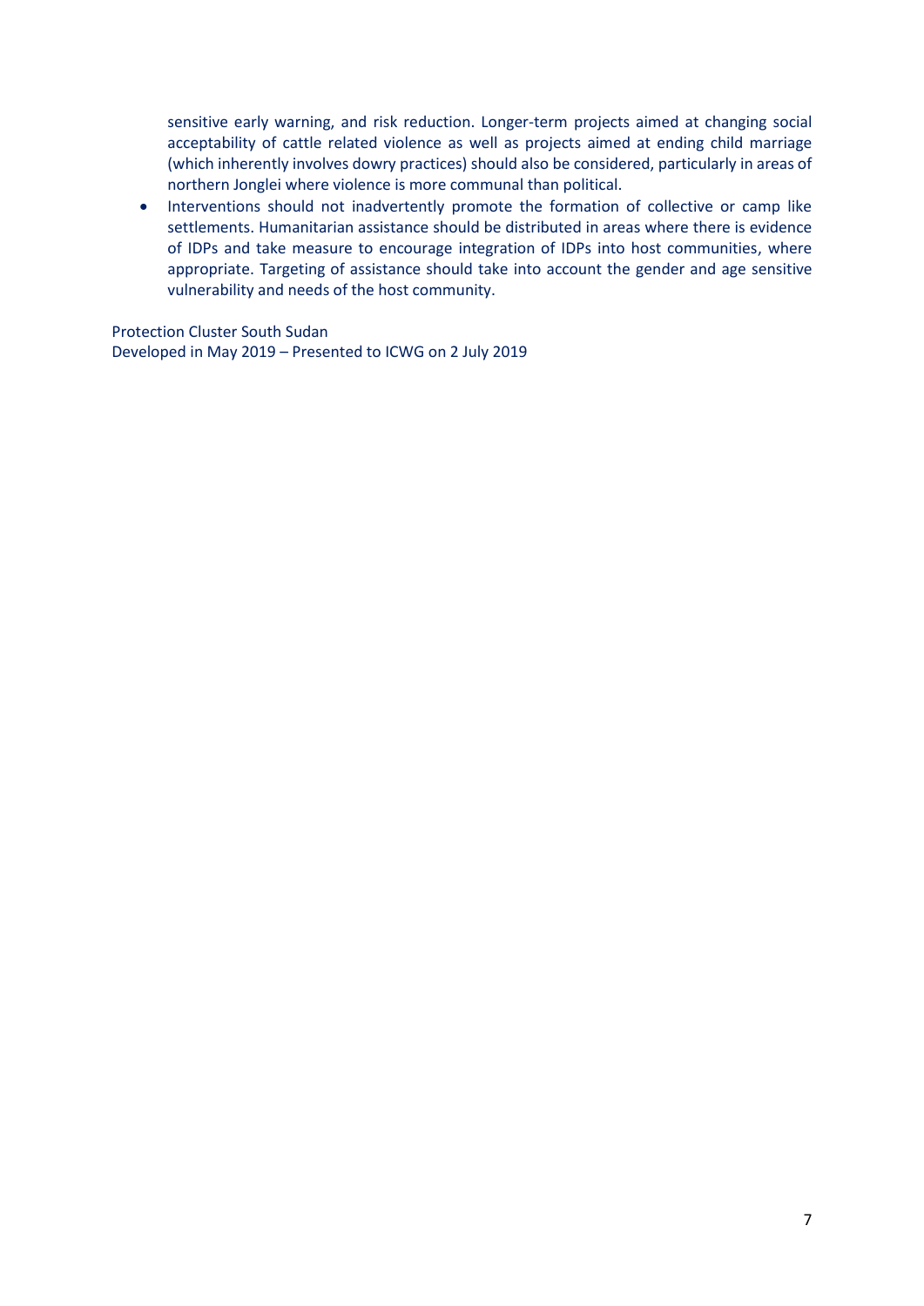sensitive early warning, and risk reduction. Longer-term projects aimed at changing social acceptability of cattle related violence as well as projects aimed at ending child marriage (which inherently involves dowry practices) should also be considered, particularly in areas of northern Jonglei where violence is more communal than political.

- Interventions should not inadvertently promote the formation of collective or camp like settlements. Humanitarian assistance should be distributed in areas where there is evidence of IDPs and take measure to encourage integration of IDPs into host communities, where appropriate. Targeting of assistance should take into account the gender and age sensitive vulnerability and needs of the host community.

Protection Cluster South Sudan
Developed in May 2019 – Presented to ICWG on 2 July 2019